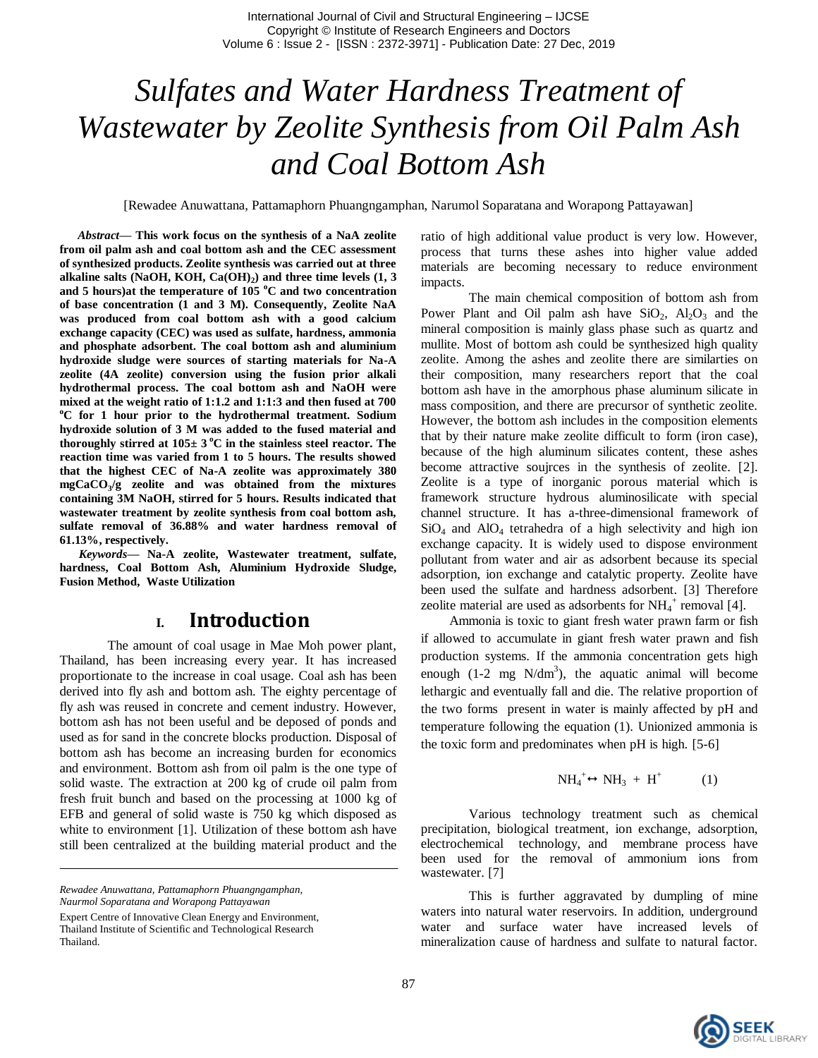# Sulfates and Water Hardness Treatment of Wastewater by Zeolite Synthesis from Oil Palm Ash and Coal Bottom Ash

[Rewadee Anuwattana, Pattamaphorn Phuangngamphan, Narumol Soparatana and Worapong Pattayawan]

***Abstract*— This work focus on the synthesis of a NaA zeolite from oil palm ash and coal bottom ash and the CEC assessment of synthesized products. Zeolite synthesis was carried out at three alkaline salts (NaOH, KOH, $Ca(OH)_2$) and three time levels (1, 3 and 5 hours)at the temperature of 105 $^oC$ and two concentration of base concentration (1 and 3 M). Consequently, Zeolite NaA was produced from coal bottom ash with a good calcium exchange capacity (CEC) was used as sulfate, hardness, ammonia and phosphate adsorbent. The coal bottom ash and aluminium hydroxide sludge were sources of starting materials for Na-A zeolite (4A zeolite) conversion using the fusion prior alkali hydrothermal process. The coal bottom ash and NaOH were mixed at the weight ratio of 1:1.2 and 1:1:3 and then fused at 700 $^oC$ for 1 hour prior to the hydrothermal treatment. Sodium hydroxide solution of 3 M was added to the fused material and thoroughly stirred at 105± 3 $^oC$ in the stainless steel reactor. The reaction time was varied from 1 to 5 hours. The results showed that the highest CEC of Na-A zeolite was approximately 380 $mgCaCO_3/g$ zeolite and was obtained from the mixtures containing 3M NaOH, stirred for 5 hours. Results indicated that wastewater treatment by zeolite synthesis from coal bottom ash, sulfate removal of 36.88% and water hardness removal of 61.13%, respectively.**

***Keywords*— Na-A zeolite, Wastewater treatment, sulfate, hardness, Coal Bottom Ash, Aluminium Hydroxide Sludge, Fusion Method, Waste Utilization**

## I. Introduction

The amount of coal usage in Mae Moh power plant, Thailand, has been increasing every year. It has increased proportionate to the increase in coal usage. Coal ash has been derived into fly ash and bottom ash. The eighty percentage of fly ash was reused in concrete and cement industry. However, bottom ash has not been useful and be deposed of ponds and used as for sand in the concrete blocks production. Disposal of bottom ash has become an increasing burden for economics and environment. Bottom ash from oil palm is the one type of solid waste. The extraction at 200 kg of crude oil palm from fresh fruit bunch and based on the processing at 1000 kg of EFB and general of solid waste is 750 kg which disposed as white to environment [1]. Utilization of these bottom ash have still been centralized at the building material product and the ratio of high additional value product is very low. However, process that turns these ashes into higher value added materials are becoming necessary to reduce environment impacts.

The main chemical composition of bottom ash from Power Plant and Oil palm ash have $SiO_2$, $Al_2O_3$ and the mineral composition is mainly glass phase such as quartz and mullite. Most of bottom ash could be synthesized high quality zeolite. Among the ashes and zeolite there are similarties on their composition, many researchers report that the coal bottom ash have in the amorphous phase aluminum silicate in mass composition, and there are precursor of synthetic zeolite. However, the bottom ash includes in the composition elements that by their nature make zeolite difficult to form (iron case), because of the high aluminum silicates content, these ashes become attractive soujrces in the synthesis of zeolite. [2]. Zeolite is a type of inorganic porous material which is framework structure hydrous aluminosilicate with special channel structure. It has a-three-dimensional framework of $SiO_4$ and $AlO_4$ tetrahedra of a high selectivity and high ion exchange capacity. It is widely used to dispose environment pollutant from water and air as adsorbent because its special adsorption, ion exchange and catalytic property. Zeolite have been used the sulfate and hardness adsorbent. [3] Therefore zeolite material are used as adsorbents for $NH_4^+$ removal [4].

Ammonia is toxic to giant fresh water prawn farm or fish if allowed to accumulate in giant fresh water prawn and fish production systems. If the ammonia concentration gets high enough (1-2 mg $N/dm^3$), the aquatic animal will become lethargic and eventually fall and die. The relative proportion of the two forms present in water is mainly affected by pH and temperature following the equation (1). Unionized ammonia is the toxic form and predominates when pH is high. [5-6]

$$NH_4^+ \leftrightarrow NH_3 + H^+ \qquad (1)$$

Various technology treatment such as chemical precipitation, biological treatment, ion exchange, adsorption, electrochemical technology, and membrane process have been used for the removal of ammonium ions from wastewater. [7]

This is further aggravated by dumpling of mine waters into natural water reservoirs. In addition, underground water and surface water have increased levels of mineralization cause of hardness and sulfate to natural factor.

---

*Rewadee Anuwattana, Pattamaphorn Phuangngamphan, Naurmol Soparatana and Worapong Pattayawan*

Expert Centre of Innovative Clean Energy and Environment, Thailand Institute of Scientific and Technological Research Thailand.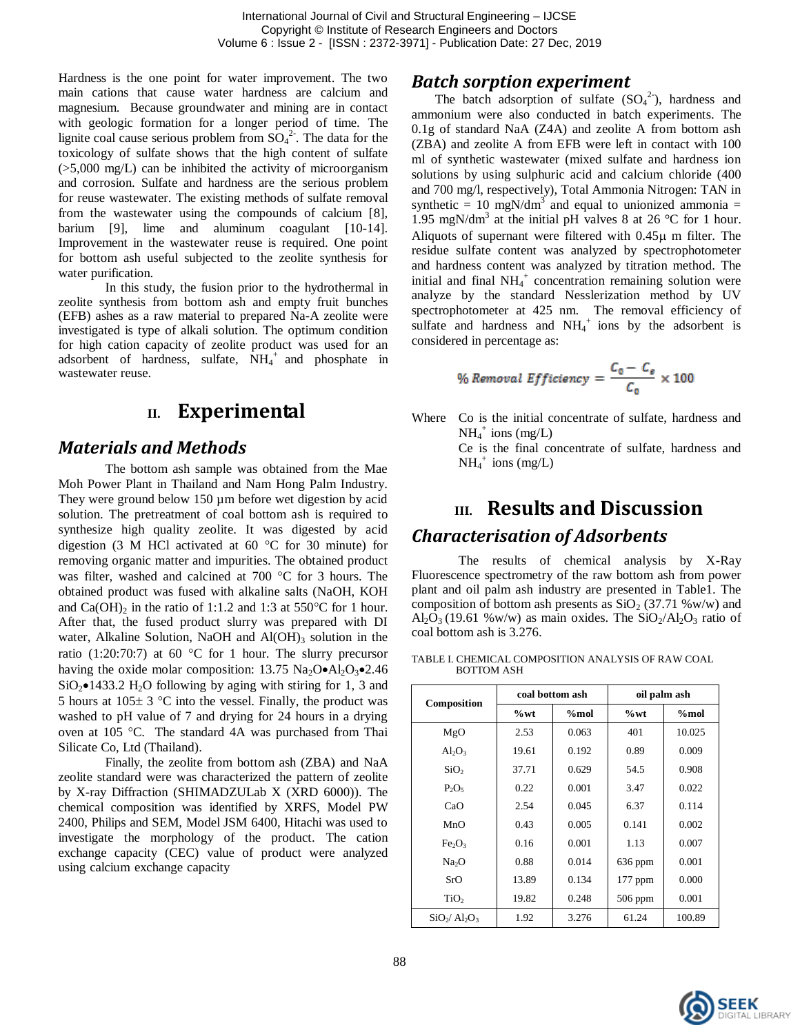Hardness is the one point for water improvement. The two main cations that cause water hardness are calcium and magnesium. Because groundwater and mining are in contact with geologic formation for a longer period of time. The lignite coal cause serious problem from $SO_4^{2-}$. The data for the toxicology of sulfate shows that the high content of sulfate (>5,000 mg/L) can be inhibited the activity of microorganism and corrosion. Sulfate and hardness are the serious problem for reuse wastewater. The existing methods of sulfate removal from the wastewater using the compounds of calcium [8], barium [9], lime and aluminum coagulant [10-14]. Improvement in the wastewater reuse is required. One point for bottom ash useful subjected to the zeolite synthesis for water purification.

In this study, the fusion prior to the hydrothermal in zeolite synthesis from bottom ash and empty fruit bunches (EFB) ashes as a raw material to prepared Na-A zeolite were investigated is type of alkali solution. The optimum condition for high cation capacity of zeolite product was used for an adsorbent of hardness, sulfate, $NH_4^+$ and phosphate in wastewater reuse.

# II. Experimental

## Materials and Methods

The bottom ash sample was obtained from the Mae Moh Power Plant in Thailand and Nam Hong Palm Industry. They were ground below 150 µm before wet digestion by acid solution. The pretreatment of coal bottom ash is required to synthesize high quality zeolite. It was digested by acid digestion (3 M HCl activated at 60 °C for 30 minute) for removing organic matter and impurities. The obtained product was filter, washed and calcined at 700 °C for 3 hours. The obtained product was fused with alkaline salts (NaOH, KOH and $Ca(OH)_2$ in the ratio of 1:1.2 and 1:3 at 550°C for 1 hour. After that, the fused product slurry was prepared with DI water, Alkaline Solution, NaOH and $Al(OH)_3$ solution in the ratio (1:20:70:7) at 60 °C for 1 hour. The slurry precursor having the oxide molar composition: 13.75 $Na_2O$•$Al_2O_3$•2.46 $SiO_2$•1433.2 $H_2O$ following by aging with stirring for 1, 3 and 5 hours at 105± 3 °C into the vessel. Finally, the product was washed to pH value of 7 and drying for 24 hours in a drying oven at 105 °C. The standard 4A was purchased from Thai Silicate Co, Ltd (Thailand).

Finally, the zeolite from bottom ash (ZBA) and NaA zeolite standard were was characterized the pattern of zeolite by X-ray Diffraction (SHIMADZULab X (XRD 6000)). The chemical composition was identified by XRFS, Model PW 2400, Philips and SEM, Model JSM 6400, Hitachi was used to investigate the morphology of the product. The cation exchange capacity (CEC) value of product were analyzed using calcium exchange capacity

## Batch sorption experiment

The batch adsorption of sulfate ($SO_4^{2-}$), hardness and ammonium were also conducted in batch experiments. The 0.1g of standard NaA (Z4A) and zeolite A from bottom ash (ZBA) and zeolite A from EFB were left in contact with 100 ml of synthetic wastewater (mixed sulfate and hardness ion solutions by using sulphuric acid and calcium chloride (400 and 700 mg/l, respectively), Total Ammonia Nitrogen: TAN in synthetic = 10 mgN/dm$^3$ and equal to unionized ammonia = 1.95 mgN/dm$^3$ at the initial pH valves 8 at 26 °C for 1 hour. Aliquots of supernant were filtered with 0.45µ m filter. The residue sulfate content was analyzed by spectrophotometer and hardness content was analyzed by titration method. The initial and final $NH_4^+$ concentration remaining solution were analyze by the standard Nesslerization method by UV spectrophotometer at 425 nm. The removal efficiency of sulfate and hardness and $NH_4^+$ ions by the adsorbent is considered in percentage as:

$$\% \, Removal \; Efficiency = \frac{C_0 - C_e}{C_0} \times 100$$

Where Co is the initial concentrate of sulfate, hardness and $NH_4^+$ ions (mg/L)

Ce is the final concentrate of sulfate, hardness and $NH_4^+$ ions (mg/L)

# III. Results and Discussion

## Characterisation of Adsorbents

The results of chemical analysis by X-Ray Fluorescence spectrometry of the raw bottom ash from power plant and oil palm ash industry are presented in Table1. The composition of bottom ash presents as $SiO_2$ (37.71 %w/w) and $Al_2O_3$ (19.61 %w/w) as main oxides. The $SiO_2/Al_2O_3$ ratio of coal bottom ash is 3.276.

TABLE I. CHEMICAL COMPOSITION ANALYSIS OF RAW COAL BOTTOM ASH

| Composition | coal bottom ash | | oil palm ash | |
|---|---|---|---|---|
| | %wt | %mol | %wt | %mol |
| MgO | 2.53 | 0.063 | 401 | 10.025 |
| $Al_2O_3$ | 19.61 | 0.192 | 0.89 | 0.009 |
| $SiO_2$ | 37.71 | 0.629 | 54.5 | 0.908 |
| $P_2O_5$ | 0.22 | 0.001 | 3.47 | 0.022 |
| CaO | 2.54 | 0.045 | 6.37 | 0.114 |
| MnO | 0.43 | 0.005 | 0.141 | 0.002 |
| $Fe_2O_3$ | 0.16 | 0.001 | 1.13 | 0.007 |
| $Na_2O$ | 0.88 | 0.014 | 636 ppm | 0.001 |
| SrO | 13.89 | 0.134 | 177 ppm | 0.000 |
| $TiO_2$ | 19.82 | 0.248 | 506 ppm | 0.001 |
| $SiO_2/Al_2O_3$ | 1.92 | 3.276 | 61.24 | 100.89 |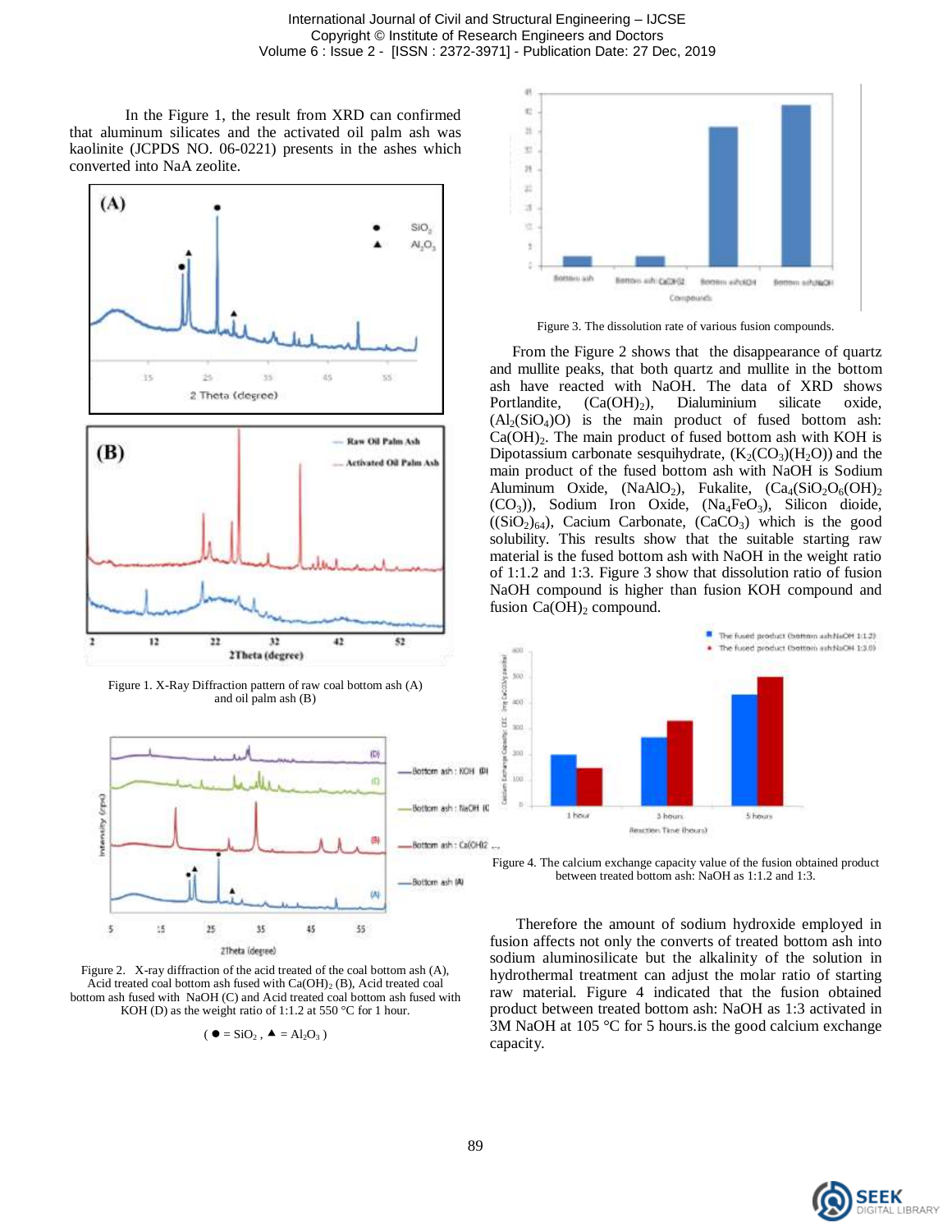In the Figure 1, the result from XRD can confirmed that aluminum silicates and the activated oil palm ash was kaolinite (JCPDS NO. 06-0221) presents in the ashes which converted into NaA zeolite.

Figure 1. X-Ray Diffraction pattern of raw coal bottom ash (A) and oil palm ash (B)

Figure 2. X-ray diffraction of the acid treated of the coal bottom ash (A), Acid treated coal bottom ash fused with $Ca(OH)_2$ (B), Acid treated coal bottom ash fused with NaOH (C) and Acid treated coal bottom ash fused with KOH (D) as the weight ratio of 1:1.2 at 550 °C for 1 hour.

( ● = $SiO_2$ , ▲ = $Al_2O_3$ )

Figure 3. The dissolution rate of various fusion compounds.

From the Figure 2 shows that the disappearance of quartz and mullite peaks, that both quartz and mullite in the bottom ash have reacted with NaOH. The data of XRD shows Portlandite, ($Ca(OH)_2$), Dialuminium silicate oxide, ($Al_2(SiO_4)O$) is the main product of fused bottom ash: $Ca(OH)_2$. The main product of fused bottom ash with KOH is Dipotassium carbonate sesquihydrate, ($K_2(CO_3)(H_2O)$) and the main product of the fused bottom ash with NaOH is Sodium Aluminum Oxide, ($NaAlO_2$), Fukalite, ($Ca_4(SiO_2O_6(OH)_2(CO_3)$), Sodium Iron Oxide, ($Na_4FeO_3$), Silicon dioide, ($(SiO_2)_{64}$), Cacium Carbonate, ($CaCO_3$) which is the good solubility. This results show that the suitable starting raw material is the fused bottom ash with NaOH in the weight ratio of 1:1.2 and 1:3. Figure 3 show that dissolution ratio of fusion NaOH compound is higher than fusion KOH compound and fusion $Ca(OH)_2$ compound.

Figure 4. The calcium exchange capacity value of the fusion obtained product between treated bottom ash: NaOH as 1:1.2 and 1:3.

Therefore the amount of sodium hydroxide employed in fusion affects not only the converts of treated bottom ash into sodium aluminosilicate but the alkalinity of the solution in hydrothermal treatment can adjust the molar ratio of starting raw material. Figure 4 indicated that the fusion obtained product between treated bottom ash: NaOH as 1:3 activated in 3M NaOH at 105 °C for 5 hours.is the good calcium exchange capacity.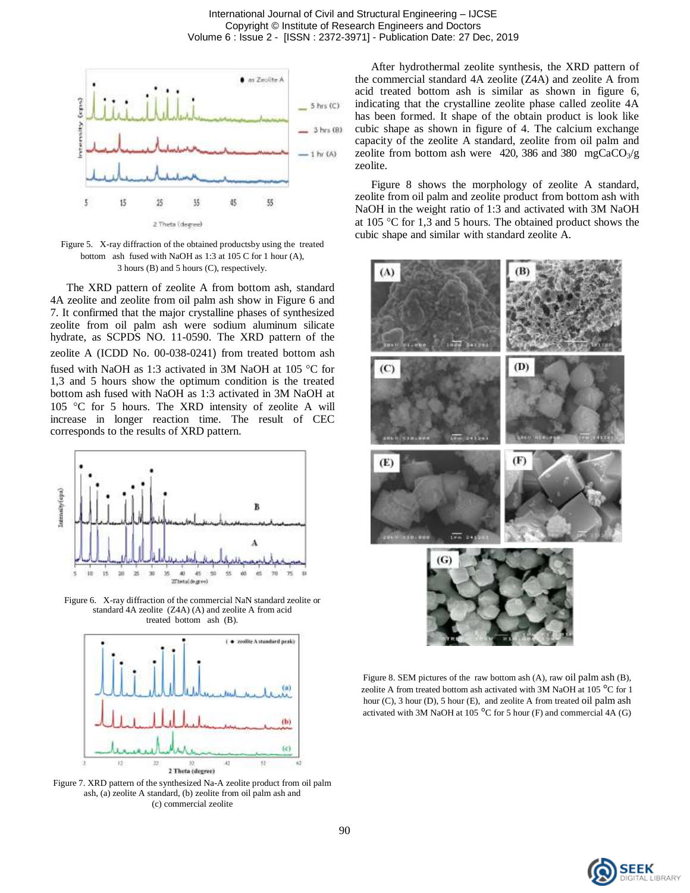Figure 5. X-ray diffraction of the obtained productsby using the treated bottom ash fused with NaOH as 1:3 at 105 C for 1 hour (A), 3 hours (B) and 5 hours (C), respectively.

The XRD pattern of zeolite A from bottom ash, standard 4A zeolite and zeolite from oil palm ash show in Figure 6 and 7. It confirmed that the major crystalline phases of synthesized zeolite from oil palm ash were sodium aluminum silicate hydrate, as SCPDS NO. 11-0590. The XRD pattern of the zeolite A (ICDD No. 00-038-0241) from treated bottom ash fused with NaOH as 1:3 activated in 3M NaOH at 105 °C for 1,3 and 5 hours show the optimum condition is the treated bottom ash fused with NaOH as 1:3 activated in 3M NaOH at 105 °C for 5 hours. The XRD intensity of zeolite A will increase in longer reaction time. The result of CEC corresponds to the results of XRD pattern.

Figure 6. X-ray diffraction of the commercial NaN standard zeolite or standard 4A zeolite (Z4A) (A) and zeolite A from acid treated bottom ash (B).

Figure 7. XRD pattern of the synthesized Na-A zeolite product from oil palm ash, (a) zeolite A standard, (b) zeolite from oil palm ash and (c) commercial zeolite

After hydrothermal zeolite synthesis, the XRD pattern of the commercial standard 4A zeolite (Z4A) and zeolite A from acid treated bottom ash is similar as shown in figure 6, indicating that the crystalline zeolite phase called zeolite 4A has been formed. It shape of the obtain product is look like cubic shape as shown in figure of 4. The calcium exchange capacity of the zeolite A standard, zeolite from oil palm and zeolite from bottom ash were 420, 386 and 380 $mgCaCO_3/g$ zeolite.

Figure 8 shows the morphology of zeolite A standard, zeolite from oil palm and zeolite product from bottom ash with NaOH in the weight ratio of 1:3 and activated with 3M NaOH at 105 °C for 1,3 and 5 hours. The obtained product shows the cubic shape and similar with standard zeolite A.

Figure 8. SEM pictures of the raw bottom ash (A), raw oil palm ash (B), zeolite A from treated bottom ash activated with 3M NaOH at 105 °C for 1 hour (C), 3 hour (D), 5 hour (E), and zeolite A from treated oil palm ash activated with 3M NaOH at 105 °C for 5 hour (F) and commercial 4A (G)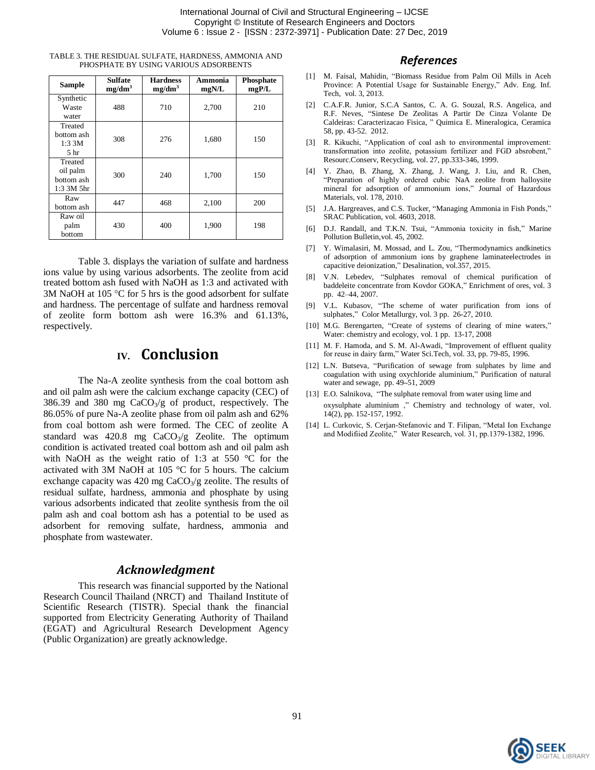TABLE 3. THE RESIDUAL SULFATE, HARDNESS, AMMONIA AND PHOSPHATE BY USING VARIOUS ADSORBENTS

| Sample | Sulfate $mg/dm^3$ | Hardness $mg/dm^3$ | Ammonia mgN/L | Phosphate mgP/L |
|---|---|---|---|---|
| Synthetic Waste water | 488 | 710 | 2,700 | 210 |
| Treated bottom ash 1:3 3M 5 hr | 308 | 276 | 1,680 | 150 |
| Treated oil palm bottom ash 1:3 3M 5hr | 300 | 240 | 1,700 | 150 |
| Raw bottom ash | 447 | 468 | 2,100 | 200 |
| Raw oil palm bottom | 430 | 400 | 1,900 | 198 |

Table 3. displays the variation of sulfate and hardness ions value by using various adsorbents. The zeolite from acid treated bottom ash fused with NaOH as 1:3 and activated with 3M NaOH at 105 °C for 5 hrs is the good adsorbent for sulfate and hardness. The percentage of sulfate and hardness removal of zeolite form bottom ash were 16.3% and 61.13%, respectively.

## IV. Conclusion

The Na-A zeolite synthesis from the coal bottom ash and oil palm ash were the calcium exchange capacity (CEC) of 386.39 and 380 mg $CaCO_3$/g of product, respectively. The 86.05% of pure Na-A zeolite phase from oil palm ash and 62% from coal bottom ash were formed. The CEC of zeolite A standard was 420.8 mg $CaCO_3$/g Zeolite. The optimum condition is activated treated coal bottom ash and oil palm ash with NaOH as the weight ratio of 1:3 at 550 °C for the activated with 3M NaOH at 105 °C for 5 hours. The calcium exchange capacity was 420 mg $CaCO_3$/g zeolite. The results of residual sulfate, hardness, ammonia and phosphate by using various adsorbents indicated that zeolite synthesis from the oil palm ash and coal bottom ash has a potential to be used as adsorbent for removing sulfate, hardness, ammonia and phosphate from wastewater.

## *Acknowledgment*

This research was financial supported by the National Research Council Thailand (NRCT) and Thailand Institute of Scientific Research (TISTR). Special thank the financial supported from Electricity Generating Authority of Thailand (EGAT) and Agricultural Research Development Agency (Public Organization) are greatly acknowledge.

## *References*

[1] M. Faisal, Mahidin, “Biomass Residue from Palm Oil Mills in Aceh Province: A Potential Usage for Sustainable Energy,” Adv. Eng. Inf. Tech, vol. 3, 2013.

[2] C.A.F.R. Junior, S.C.A Santos, C. A. G. Souzal, R.S. Angelica, and R.F. Neves, “Sintese De Zeolitas A Partir De Cinza Volante De Caldeiras: Caracterizacao Fisica, ” Quimica E. Mineralogica, Ceramica 58, pp. 43-52. 2012.

[3] R. Kikuchi, “Application of coal ash to environmental improvement: transformation into zeolite, potassium fertilizer and FGD absrobent,” Resourc.Conserv, Recycling, vol. 27, pp.333-346, 1999.

[4] Y. Zhao, B. Zhang, X. Zhang, J. Wang, J. Liu, and R. Chen, “Preparation of highly ordered cubic NaA zeolite from halloysite mineral for adsorption of ammonium ions,” Journal of Hazardous Materials, vol. 178, 2010.

[5] J.A. Hargreaves, and C.S. Tucker, “Managing Ammonia in Fish Ponds,” SRAC Publication, vol. 4603, 2018.

[6] D.J. Randall, and T.K.N. Tsui, “Ammonia toxicity in fish,” Marine Pollution Bulletin,vol. 45, 2002.

[7] Y. Wimalasiri, M. Mossad, and L. Zou, “Thermodynamics andkinetics of adsorption of ammonium ions by graphene laminateelectrodes in capacitive deionization,” Desalination, vol.357, 2015.

[8] V.N. Lebedev, “Sulphates removal of chemical purification of baddeleite concentrate from Kovdor GOKA,” Enrichment of ores, vol. 3 pp. 42–44, 2007.

[9] V.L. Kubasov, “The scheme of water purification from ions of sulphates,” Color Metallurgy, vol. 3 pp. 26-27, 2010.

[10] M.G. Berengarten, “Create of systems of clearing of mine waters,” Water: chemistry and ecology, vol. 1 pp. 13-17, 2008

[11] M. F. Hamoda, and S. M. Al-Awadi, “Improvement of effluent quality for reuse in dairy farm,” Water Sci.Tech, vol. 33, pp. 79-85, 1996.

[12] L.N. Butseva, “Purification of sewage from sulphates by lime and coagulation with using oxychloride aluminium,” Purification of natural water and sewage, pp. 49–51, 2009

[13] E.O. Salnikova, “The sulphate removal from water using lime and oxysulphate aluminium ,” Chemistry and technology of water, vol. 14(2), pp. 152-157, 1992.

[14] L. Curkovic, S. Cerjan-Stefanovic and T. Filipan, “Metal Ion Exchange and Modifiied Zeolite,” Water Research, vol. 31, pp.1379-1382, 1996.